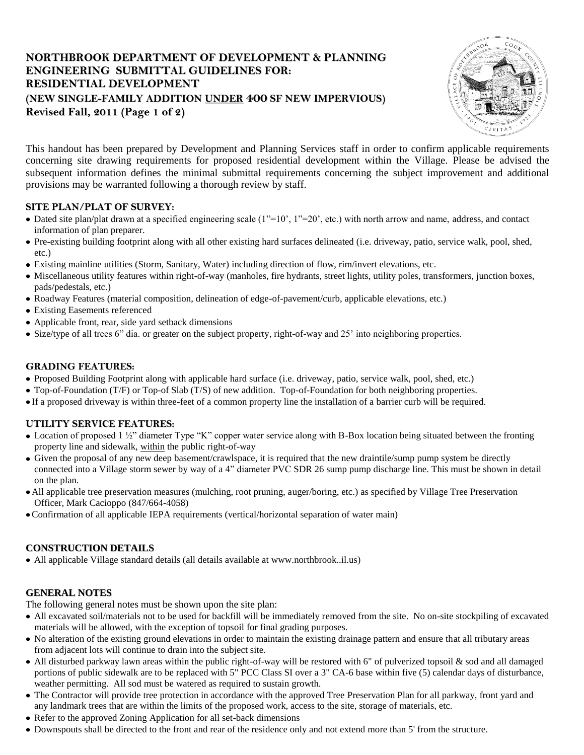# NORTHBROOK DEPARTMENT OF DEVELOPMENT & PLANNING
# ENGINEERING SUBMITTAL GUIDELINES FOR: RESIDENTIAL DEVELOPMENT
## (NEW SINGLE-FAMILY ADDITION UNDER 400 SF NEW IMPERVIOUS)
**Revised Fall, 2011 (Page 1 of 2)**

This handout has been prepared by Development and Planning Services staff in order to confirm applicable requirements concerning site drawing requirements for proposed residential development within the Village. Please be advised the subsequent information defines the minimal submittal requirements concerning the subject improvement and additional provisions may be warranted following a thorough review by staff.

### SITE PLAN/PLAT OF SURVEY:

- Dated site plan/plat drawn at a specified engineering scale (1"=10', 1"=20', etc.) with north arrow and name, address, and contact information of plan preparer.
- Pre-existing building footprint along with all other existing hard surfaces delineated (i.e. driveway, patio, service walk, pool, shed, etc.)
- Existing mainline utilities (Storm, Sanitary, Water) including direction of flow, rim/invert elevations, etc.
- Miscellaneous utility features within right-of-way (manholes, fire hydrants, street lights, utility poles, transformers, junction boxes, pads/pedestals, etc.)
- Roadway Features (material composition, delineation of edge-of-pavement/curb, applicable elevations, etc.)
- Existing Easements referenced
- Applicable front, rear, side yard setback dimensions
- Size/type of all trees 6" dia. or greater on the subject property, right-of-way and 25' into neighboring properties.

### GRADING FEATURES:

- Proposed Building Footprint along with applicable hard surface (i.e. driveway, patio, service walk, pool, shed, etc.)
- Top-of-Foundation (T/F) or Top-of Slab (T/S) of new addition. Top-of-Foundation for both neighboring properties.
- If a proposed driveway is within three-feet of a common property line the installation of a barrier curb will be required.

### UTILITY SERVICE FEATURES:

- Location of proposed 1 ½" diameter Type "K" copper water service along with B-Box location being situated between the fronting property line and sidewalk, within the public right-of-way
- Given the proposal of any new deep basement/crawlspace, it is required that the new draintile/sump pump system be directly connected into a Village storm sewer by way of a 4" diameter PVC SDR 26 sump pump discharge line. This must be shown in detail on the plan.
- All applicable tree preservation measures (mulching, root pruning, auger/boring, etc.) as specified by Village Tree Preservation Officer, Mark Cacioppo (847/664-4058)
- Confirmation of all applicable IEPA requirements (vertical/horizontal separation of water main)

### CONSTRUCTION DETAILS

- All applicable Village standard details (all details available at www.northbrook..il.us)

### GENERAL NOTES

The following general notes must be shown upon the site plan:

- All excavated soil/materials not to be used for backfill will be immediately removed from the site. No on-site stockpiling of excavated materials will be allowed, with the exception of topsoil for final grading purposes.
- No alteration of the existing ground elevations in order to maintain the existing drainage pattern and ensure that all tributary areas from adjacent lots will continue to drain into the subject site.
- All disturbed parkway lawn areas within the public right-of-way will be restored with 6" of pulverized topsoil & sod and all damaged portions of public sidewalk are to be replaced with 5" PCC Class SI over a 3" CA-6 base within five (5) calendar days of disturbance, weather permitting. All sod must be watered as required to sustain growth.
- The Contractor will provide tree protection in accordance with the approved Tree Preservation Plan for all parkway, front yard and any landmark trees that are within the limits of the proposed work, access to the site, storage of materials, etc.
- Refer to the approved Zoning Application for all set-back dimensions
- Downspouts shall be directed to the front and rear of the residence only and not extend more than 5' from the structure.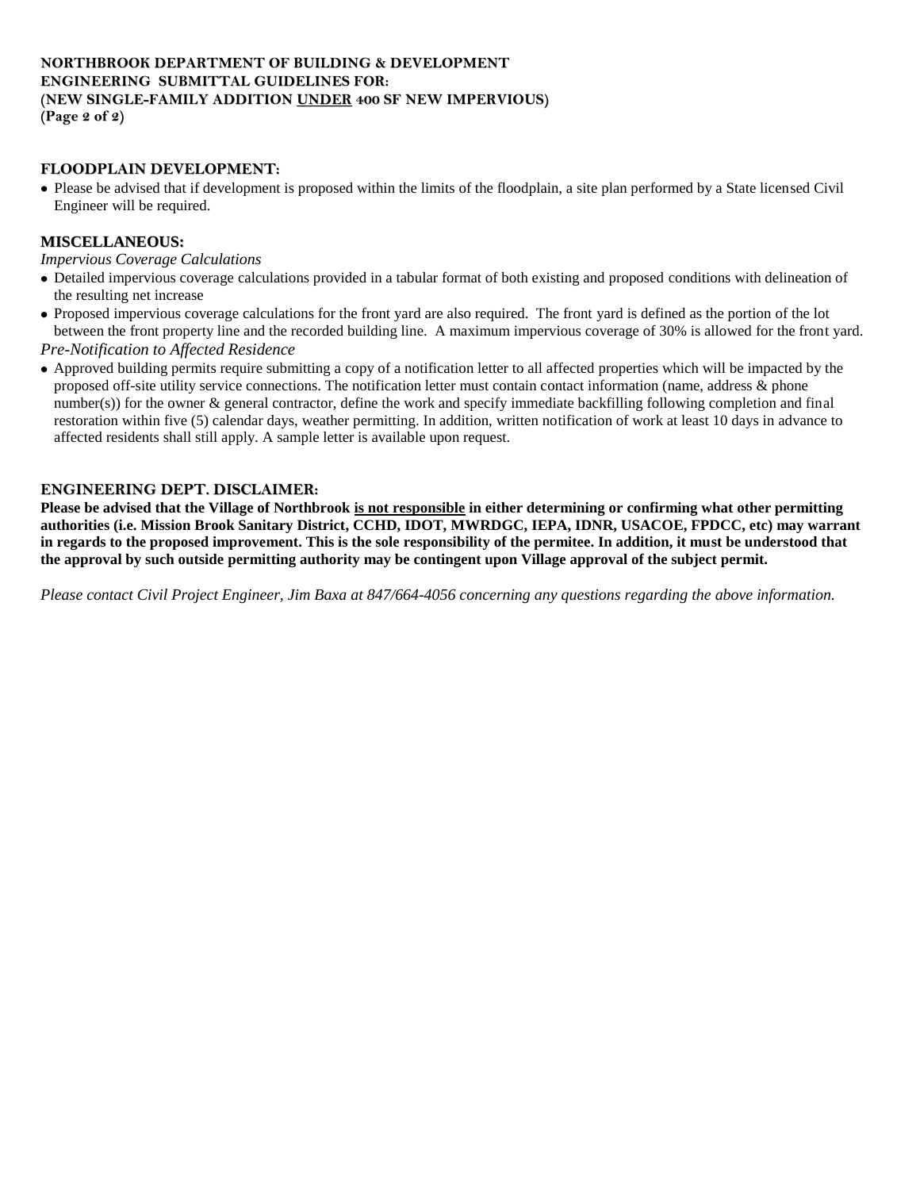**NORTHBROOK DEPARTMENT OF BUILDING & DEVELOPMENT**
**ENGINEERING SUBMITTAL GUIDELINES FOR:**
**(NEW SINGLE-FAMILY ADDITION UNDER 400 SF NEW IMPERVIOUS)**
**(Page 2 of 2)**

## FLOODPLAIN DEVELOPMENT:

- Please be advised that if development is proposed within the limits of the floodplain, a site plan performed by a State licensed Civil Engineer will be required.

## MISCELLANEOUS:

*Impervious Coverage Calculations*

- Detailed impervious coverage calculations provided in a tabular format of both existing and proposed conditions with delineation of the resulting net increase
- Proposed impervious coverage calculations for the front yard are also required. The front yard is defined as the portion of the lot between the front property line and the recorded building line. A maximum impervious coverage of 30% is allowed for the front yard.

*Pre-Notification to Affected Residence*

- Approved building permits require submitting a copy of a notification letter to all affected properties which will be impacted by the proposed off-site utility service connections. The notification letter must contain contact information (name, address & phone number(s)) for the owner & general contractor, define the work and specify immediate backfilling following completion and final restoration within five (5) calendar days, weather permitting. In addition, written notification of work at least 10 days in advance to affected residents shall still apply. A sample letter is available upon request.

## ENGINEERING DEPT. DISCLAIMER:

**Please be advised that the Village of Northbrook is not responsible in either determining or confirming what other permitting authorities (i.e. Mission Brook Sanitary District, CCHD, IDOT, MWRDGC, IEPA, IDNR, USACOE, FPDCC, etc) may warrant in regards to the proposed improvement. This is the sole responsibility of the permitee. In addition, it must be understood that the approval by such outside permitting authority may be contingent upon Village approval of the subject permit.**

*Please contact Civil Project Engineer, Jim Baxa at 847/664-4056 concerning any questions regarding the above information.*